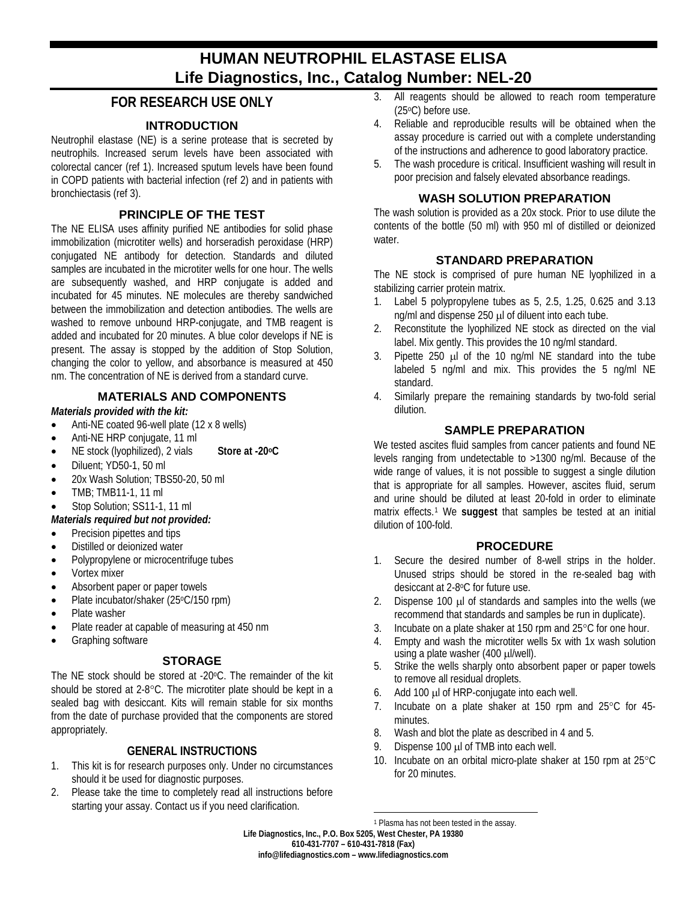# HUMAN NEUTROPHIL ELASTASE ELISA
# Life Diagnostics, Inc., Catalog Number: NEL-20

## FOR RESEARCH USE ONLY

### INTRODUCTION

Neutrophil elastase (NE) is a serine protease that is secreted by neutrophils. Increased serum levels have been associated with colorectal cancer (ref 1). Increased sputum levels have been found in COPD patients with bacterial infection (ref 2) and in patients with bronchiectasis (ref 3).

### PRINCIPLE OF THE TEST

The NE ELISA uses affinity purified NE antibodies for solid phase immobilization (microtiter wells) and horseradish peroxidase (HRP) conjugated NE antibody for detection. Standards and diluted samples are incubated in the microtiter wells for one hour. The wells are subsequently washed, and HRP conjugate is added and incubated for 45 minutes. NE molecules are thereby sandwiched between the immobilization and detection antibodies. The wells are washed to remove unbound HRP-conjugate, and TMB reagent is added and incubated for 20 minutes. A blue color develops if NE is present. The assay is stopped by the addition of Stop Solution, changing the color to yellow, and absorbance is measured at 450 nm. The concentration of NE is derived from a standard curve.

### MATERIALS AND COMPONENTS

***Materials provided with the kit:***

- Anti-NE coated 96-well plate (12 x 8 wells)
- Anti-NE HRP conjugate, 11 ml
- NE stock (lyophilized), 2 vials **Store at -20°C**
- Diluent; YD50-1, 50 ml
- 20x Wash Solution; TBS50-20, 50 ml
- TMB; TMB11-1, 11 ml
- Stop Solution; SS11-1, 11 ml

***Materials required but not provided:***

- Precision pipettes and tips
- Distilled or deionized water
- Polypropylene or microcentrifuge tubes
- Vortex mixer
- Absorbent paper or paper towels
- Plate incubator/shaker (25°C/150 rpm)
- Plate washer
- Plate reader at capable of measuring at 450 nm
- Graphing software

### STORAGE

The NE stock should be stored at -20°C. The remainder of the kit should be stored at 2-8°C. The microtiter plate should be kept in a sealed bag with desiccant. Kits will remain stable for six months from the date of purchase provided that the components are stored appropriately.

### GENERAL INSTRUCTIONS

1. This kit is for research purposes only. Under no circumstances should it be used for diagnostic purposes.
2. Please take the time to completely read all instructions before starting your assay. Contact us if you need clarification.
3. All reagents should be allowed to reach room temperature (25°C) before use.
4. Reliable and reproducible results will be obtained when the assay procedure is carried out with a complete understanding of the instructions and adherence to good laboratory practice.
5. The wash procedure is critical. Insufficient washing will result in poor precision and falsely elevated absorbance readings.

### WASH SOLUTION PREPARATION

The wash solution is provided as a 20x stock. Prior to use dilute the contents of the bottle (50 ml) with 950 ml of distilled or deionized water.

### STANDARD PREPARATION

The NE stock is comprised of pure human NE lyophilized in a stabilizing carrier protein matrix.

1. Label 5 polypropylene tubes as 5, 2.5, 1.25, 0.625 and 3.13 ng/ml and dispense 250 μl of diluent into each tube.
2. Reconstitute the lyophilized NE stock as directed on the vial label. Mix gently. This provides the 10 ng/ml standard.
3. Pipette 250 μl of the 10 ng/ml NE standard into the tube labeled 5 ng/ml and mix. This provides the 5 ng/ml NE standard.
4. Similarly prepare the remaining standards by two-fold serial dilution.

### SAMPLE PREPARATION

We tested ascites fluid samples from cancer patients and found NE levels ranging from undetectable to >1300 ng/ml. Because of the wide range of values, it is not possible to suggest a single dilution that is appropriate for all samples. However, ascites fluid, serum and urine should be diluted at least 20-fold in order to eliminate matrix effects.[1] We **suggest** that samples be tested at an initial dilution of 100-fold.

### PROCEDURE

1. Secure the desired number of 8-well strips in the holder. Unused strips should be stored in the re-sealed bag with desiccant at 2-8°C for future use.
2. Dispense 100 μl of standards and samples into the wells (we recommend that standards and samples be run in duplicate).
3. Incubate on a plate shaker at 150 rpm and 25°C for one hour.
4. Empty and wash the microtiter wells 5x with 1x wash solution using a plate washer (400 μl/well).
5. Strike the wells sharply onto absorbent paper or paper towels to remove all residual droplets.
6. Add 100 μl of HRP-conjugate into each well.
7. Incubate on a plate shaker at 150 rpm and 25°C for 45-minutes.
8. Wash and blot the plate as described in 4 and 5.
9. Dispense 100 μl of TMB into each well.
10. Incubate on an orbital micro-plate shaker at 150 rpm at 25°C for 20 minutes.

[1] Plasma has not been tested in the assay.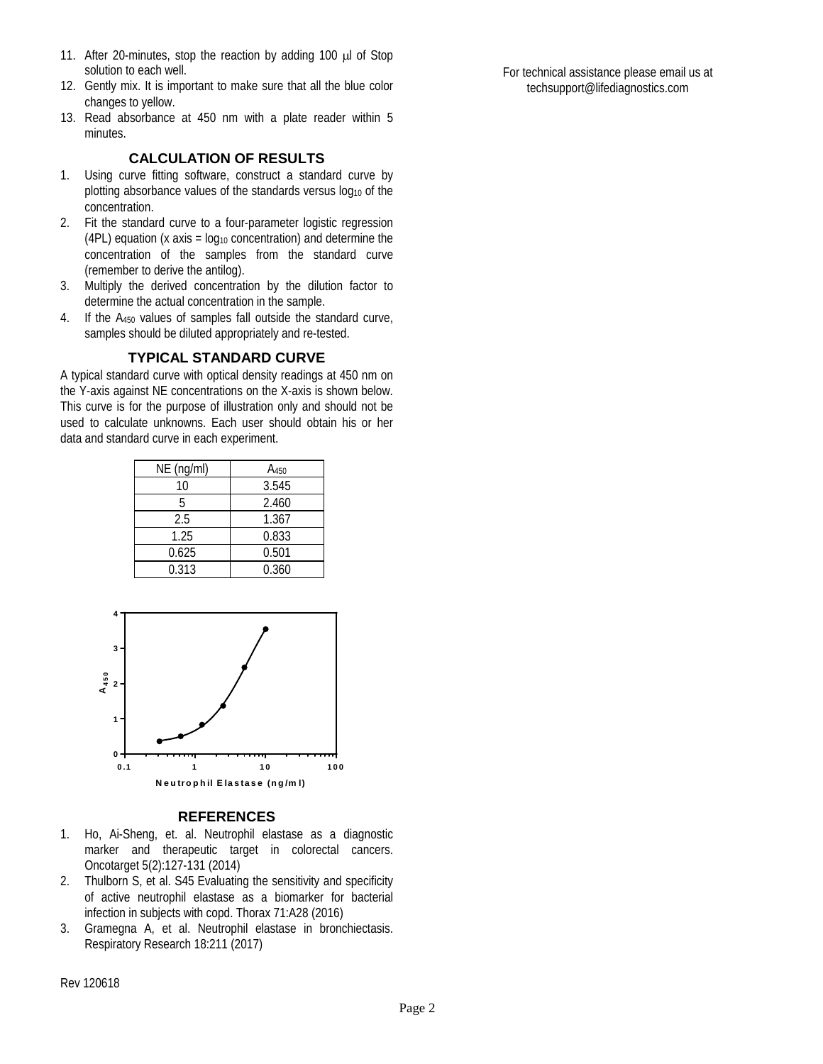11. After 20-minutes, stop the reaction by adding 100 μl of Stop solution to each well.
12. Gently mix. It is important to make sure that all the blue color changes to yellow.
13. Read absorbance at 450 nm with a plate reader within 5 minutes.

## CALCULATION OF RESULTS

1. Using curve fitting software, construct a standard curve by plotting absorbance values of the standards versus $\log_{10}$ of the concentration.
2. Fit the standard curve to a four-parameter logistic regression (4PL) equation (x axis = $\log_{10}$ concentration) and determine the concentration of the samples from the standard curve (remember to derive the antilog).
3. Multiply the derived concentration by the dilution factor to determine the actual concentration in the sample.
4. If the $A_{450}$ values of samples fall outside the standard curve, samples should be diluted appropriately and re-tested.

## TYPICAL STANDARD CURVE

A typical standard curve with optical density readings at 450 nm on the Y-axis against NE concentrations on the X-axis is shown below. This curve is for the purpose of illustration only and should not be used to calculate unknowns. Each user should obtain his or her data and standard curve in each experiment.

| NE (ng/ml) | $A_{450}$ |
| --- | --- |
| 10 | 3.545 |
| 5 | 2.460 |
| 2.5 | 1.367 |
| 1.25 | 0.833 |
| 0.625 | 0.501 |
| 0.313 | 0.360 |

4
3
2
1
0
$A_{450}$
0.1
1
10
100
Neutrophil Elastase (ng/ml)

## REFERENCES

1. Ho, Ai-Sheng, et. al. Neutrophil elastase as a diagnostic marker and therapeutic target in colorectal cancers. Oncotarget 5(2):127-131 (2014)
2. Thulborn S, et al. S45 Evaluating the sensitivity and specificity of active neutrophil elastase as a biomarker for bacterial infection in subjects with copd. Thorax 71:A28 (2016)
3. Gramegna A, et al. Neutrophil elastase in bronchiectasis. Respiratory Research 18:211 (2017)

Rev 120618

For technical assistance please email us at techsupport@lifediagnostics.com